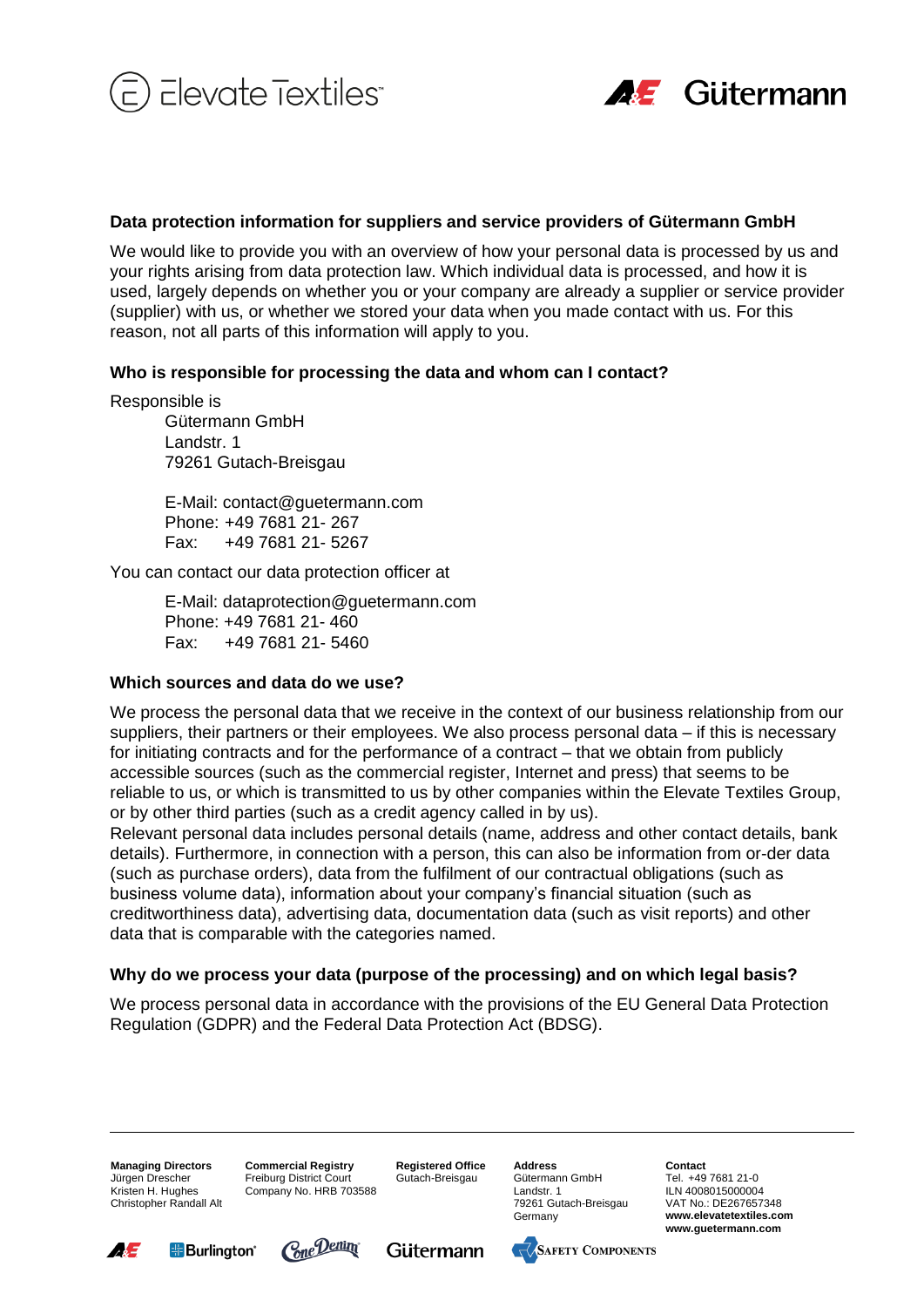## Data protection information for suppliers and service providers of Gütermann GmbH

We would like to provide you with an overview of how your personal data is processed by us and your rights arising from data protection law. Which individual data is processed, and how it is used, largely depends on whether you or your company are already a supplier or service provider (supplier) with us, or whether we stored your data when you made contact with us. For this reason, not all parts of this information will apply to you.

### Who is responsible for processing the data and whom can I contact?

Responsible is

Gütermann GmbH
Landstr. 1
79261 Gutach-Breisgau

E-Mail: contact@guetermann.com
Phone: +49 7681 21- 267
Fax: +49 7681 21- 5267

You can contact our data protection officer at

E-Mail: dataprotection@guetermann.com
Phone: +49 7681 21- 460
Fax: +49 7681 21- 5460

### Which sources and data do we use?

We process the personal data that we receive in the context of our business relationship from our suppliers, their partners or their employees. We also process personal data – if this is necessary for initiating contracts and for the performance of a contract – that we obtain from publicly accessible sources (such as the commercial register, Internet and press) that seems to be reliable to us, or which is transmitted to us by other companies within the Elevate Textiles Group, or by other third parties (such as a credit agency called in by us).
Relevant personal data includes personal details (name, address and other contact details, bank details). Furthermore, in connection with a person, this can also be information from or-der data (such as purchase orders), data from the fulfilment of our contractual obligations (such as business volume data), information about your company's financial situation (such as creditworthiness data), advertising data, documentation data (such as visit reports) and other data that is comparable with the categories named.

### Why do we process your data (purpose of the processing) and on which legal basis?

We process personal data in accordance with the provisions of the EU General Data Protection Regulation (GDPR) and the Federal Data Protection Act (BDSG).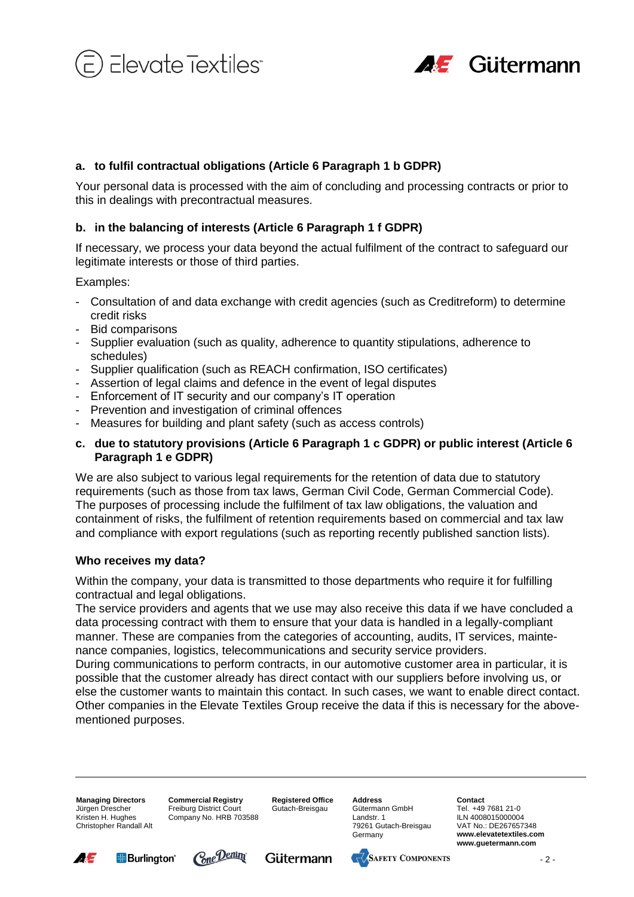**a. to fulfil contractual obligations (Article 6 Paragraph 1 b GDPR)**

Your personal data is processed with the aim of concluding and processing contracts or prior to this in dealings with precontractual measures.

**b. in the balancing of interests (Article 6 Paragraph 1 f GDPR)**

If necessary, we process your data beyond the actual fulfilment of the contract to safeguard our legitimate interests or those of third parties.

Examples:

- Consultation of and data exchange with credit agencies (such as Creditreform) to determine credit risks
- Bid comparisons
- Supplier evaluation (such as quality, adherence to quantity stipulations, adherence to schedules)
- Supplier qualification (such as REACH confirmation, ISO certificates)
- Assertion of legal claims and defence in the event of legal disputes
- Enforcement of IT security and our company's IT operation
- Prevention and investigation of criminal offences
- Measures for building and plant safety (such as access controls)

**c. due to statutory provisions (Article 6 Paragraph 1 c GDPR) or public interest (Article 6 Paragraph 1 e GDPR)**

We are also subject to various legal requirements for the retention of data due to statutory requirements (such as those from tax laws, German Civil Code, German Commercial Code). The purposes of processing include the fulfilment of tax law obligations, the valuation and containment of risks, the fulfilment of retention requirements based on commercial and tax law and compliance with export regulations (such as reporting recently published sanction lists).

**Who receives my data?**

Within the company, your data is transmitted to those departments who require it for fulfilling contractual and legal obligations.
The service providers and agents that we use may also receive this data if we have concluded a data processing contract with them to ensure that your data is handled in a legally-compliant manner. These are companies from the categories of accounting, audits, IT services, maintenance companies, logistics, telecommunications and security service providers.
During communications to perform contracts, in our automotive customer area in particular, it is possible that the customer already has direct contact with our suppliers before involving us, or else the customer wants to maintain this contact. In such cases, we want to enable direct contact. Other companies in the Elevate Textiles Group receive the data if this is necessary for the above-mentioned purposes.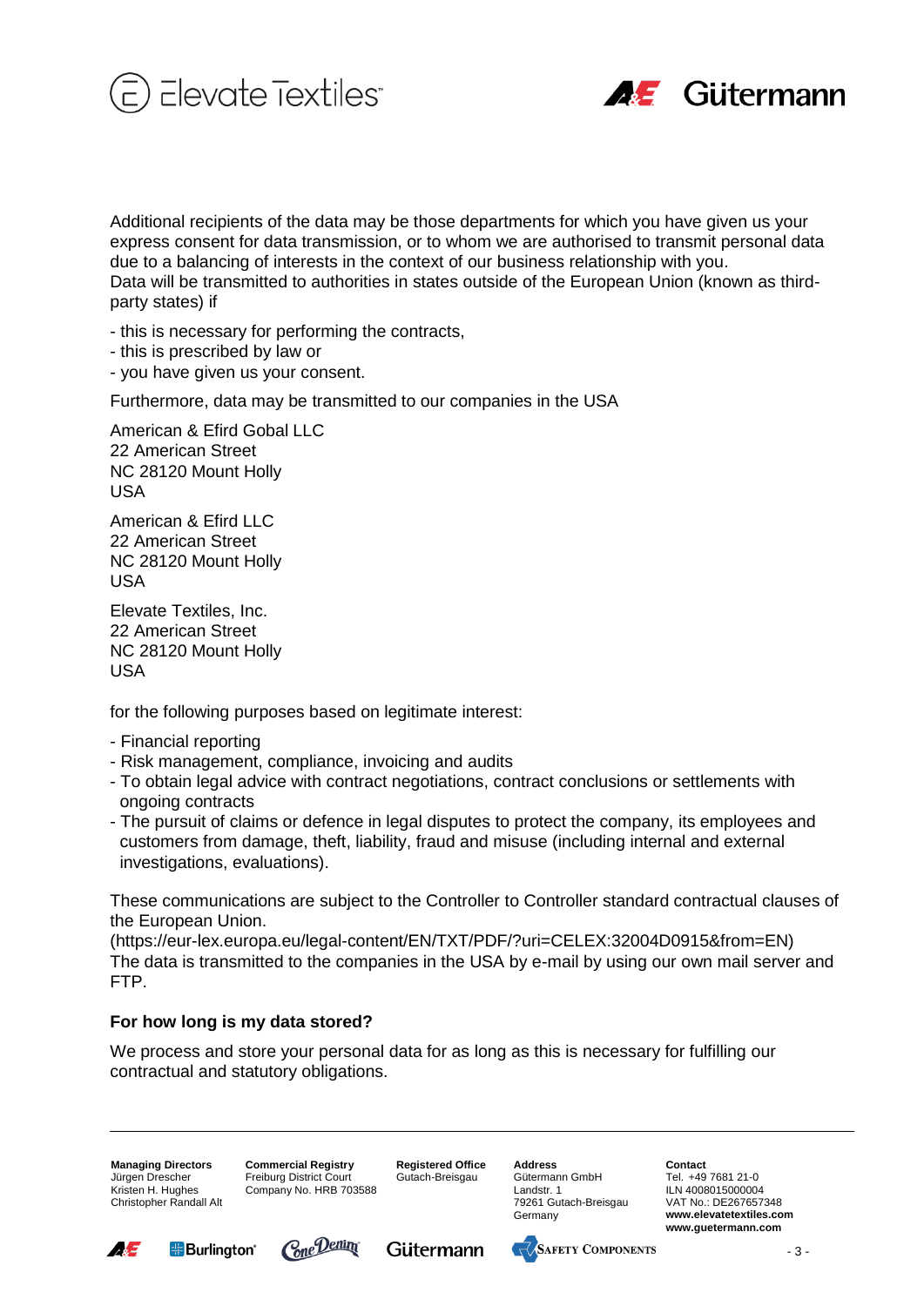Additional recipients of the data may be those departments for which you have given us your express consent for data transmission, or to whom we are authorised to transmit personal data due to a balancing of interests in the context of our business relationship with you.
Data will be transmitted to authorities in states outside of the European Union (known as third-party states) if

- this is necessary for performing the contracts,
- this is prescribed by law or
- you have given us your consent.

Furthermore, data may be transmitted to our companies in the USA

American & Efird Gobal LLC
22 American Street
NC 28120 Mount Holly
USA

American & Efird LLC
22 American Street
NC 28120 Mount Holly
USA

Elevate Textiles, Inc.
22 American Street
NC 28120 Mount Holly
USA

for the following purposes based on legitimate interest:

- Financial reporting
- Risk management, compliance, invoicing and audits
- To obtain legal advice with contract negotiations, contract conclusions or settlements with ongoing contracts
- The pursuit of claims or defence in legal disputes to protect the company, its employees and customers from damage, theft, liability, fraud and misuse (including internal and external investigations, evaluations).

These communications are subject to the Controller to Controller standard contractual clauses of the European Union.
(https://eur-lex.europa.eu/legal-content/EN/TXT/PDF/?uri=CELEX:32004D0915&from=EN)
The data is transmitted to the companies in the USA by e-mail by using our own mail server and FTP.

**For how long is my data stored?**

We process and store your personal data for as long as this is necessary for fulfilling our contractual and statutory obligations.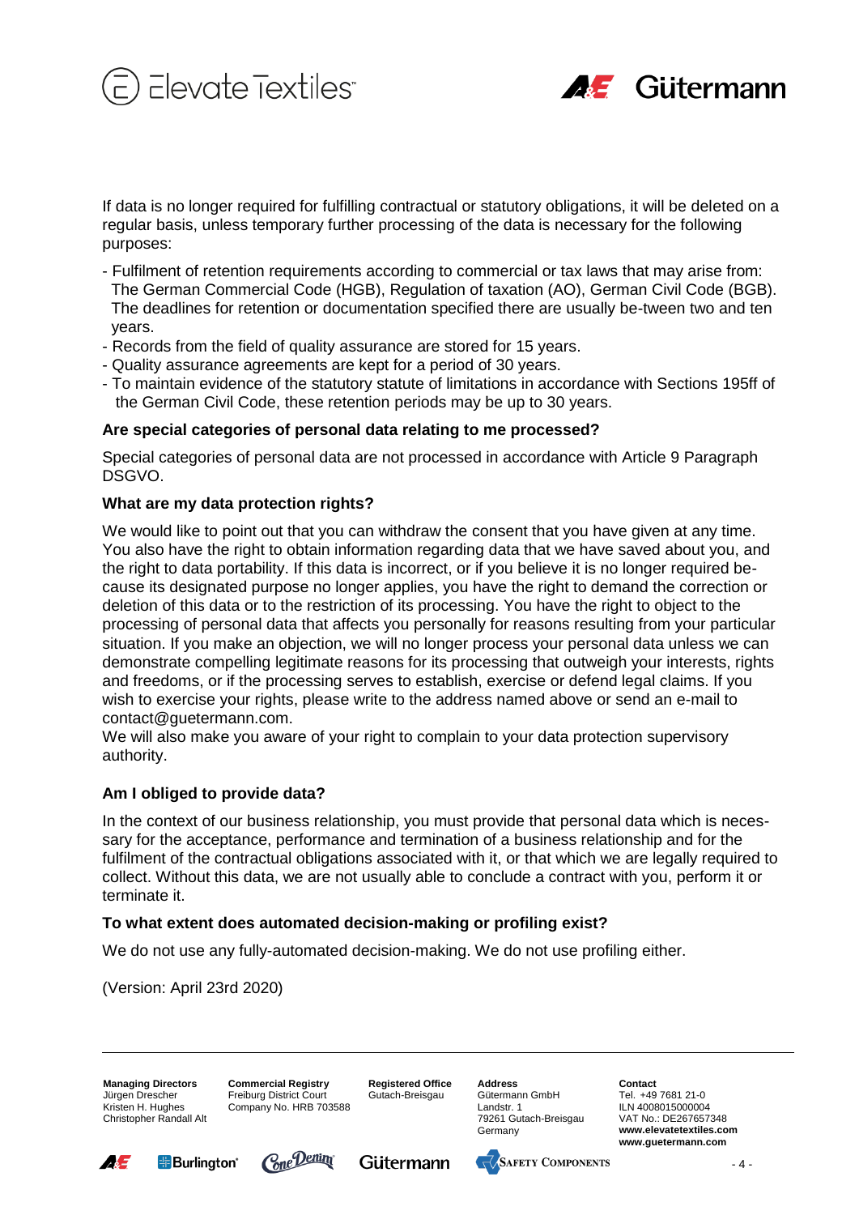If data is no longer required for fulfilling contractual or statutory obligations, it will be deleted on a regular basis, unless temporary further processing of the data is necessary for the following purposes:

- Fulfilment of retention requirements according to commercial or tax laws that may arise from: The German Commercial Code (HGB), Regulation of taxation (AO), German Civil Code (BGB). The deadlines for retention or documentation specified there are usually be-tween two and ten years.
- Records from the field of quality assurance are stored for 15 years.
- Quality assurance agreements are kept for a period of 30 years.
- To maintain evidence of the statutory statute of limitations in accordance with Sections 195ff of the German Civil Code, these retention periods may be up to 30 years.

**Are special categories of personal data relating to me processed?**

Special categories of personal data are not processed in accordance with Article 9 Paragraph DSGVO.

**What are my data protection rights?**

We would like to point out that you can withdraw the consent that you have given at any time. You also have the right to obtain information regarding data that we have saved about you, and the right to data portability. If this data is incorrect, or if you believe it is no longer required because its designated purpose no longer applies, you have the right to demand the correction or deletion of this data or to the restriction of its processing. You have the right to object to the processing of personal data that affects you personally for reasons resulting from your particular situation. If you make an objection, we will no longer process your personal data unless we can demonstrate compelling legitimate reasons for its processing that outweigh your interests, rights and freedoms, or if the processing serves to establish, exercise or defend legal claims. If you wish to exercise your rights, please write to the address named above or send an e-mail to contact@guetermann.com.
We will also make you aware of your right to complain to your data protection supervisory authority.

**Am I obliged to provide data?**

In the context of our business relationship, you must provide that personal data which is necessary for the acceptance, performance and termination of a business relationship and for the fulfilment of the contractual obligations associated with it, or that which we are legally required to collect. Without this data, we are not usually able to conclude a contract with you, perform it or terminate it.

**To what extent does automated decision-making or profiling exist?**

We do not use any fully-automated decision-making. We do not use profiling either.

(Version: April 23rd 2020)